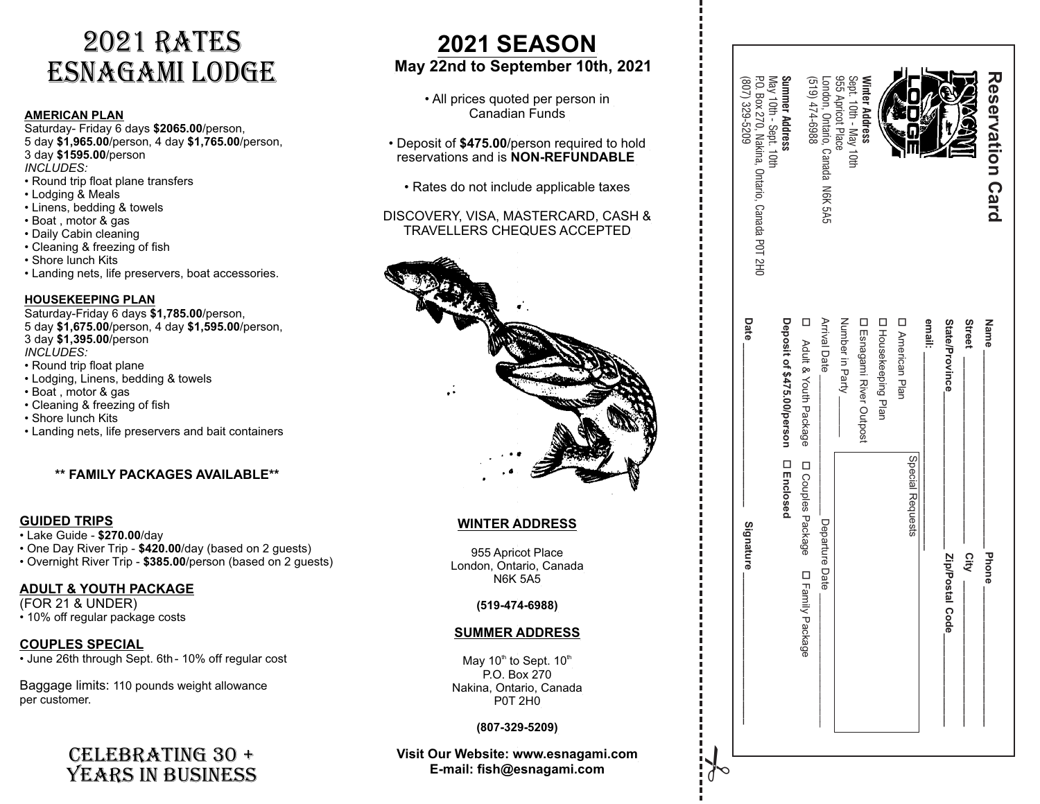# 2021 RATES ESNAGAMI LODGE

**AMERICAN PLAN**

Saturday- Friday 6 days **$2065.00**/person,
5 day **$1,965.00**/person, 4 day **$1,765.00**/person,
3 day **$1595.00**/person

*INCLUDES:*

- Round trip float plane transfers
- Lodging & Meals
- Linens, bedding & towels
- Boat , motor & gas
- Daily Cabin cleaning
- Cleaning & freezing of fish
- Shore lunch Kits
- Landing nets, life preservers, boat accessories.

**HOUSEKEEPING PLAN**

Saturday-Friday 6 days **$1,785.00**/person,
5 day **$1,675.00**/person, 4 day **$1,595.00**/person,
3 day **$1,395.00**/person

*INCLUDES:*

- Round trip float plane
- Lodging, Linens, bedding & towels
- Boat , motor & gas
- Cleaning & freezing of fish
- Shore lunch Kits
- Landing nets, life preservers and bait containers

**\*\* FAMILY PACKAGES AVAILABLE\*\***

**GUIDED TRIPS**

- Lake Guide - **$270.00**/day
- One Day River Trip - **$420.00**/day (based on 2 guests)
- Overnight River Trip - **$385.00**/person (based on 2 guests)

**ADULT & YOUTH PACKAGE**

(FOR 21 & UNDER)

- 10% off regular package costs

**COUPLES SPECIAL**

- June 26th through Sept. 6th - 10% off regular cost

Baggage limits: 110 pounds weight allowance per customer.

## CELEBRATING 30 + YEARS IN BUSINESS

# 2021 SEASON

**May 22nd to September 10th, 2021**

- All prices quoted per person in Canadian Funds
- Deposit of **$475.00**/person required to hold reservations and is **NON-REFUNDABLE**
- Rates do not include applicable taxes

DISCOVERY, VISA, MASTERCARD, CASH & TRAVELLERS CHEQUES ACCEPTED

**WINTER ADDRESS**

955 Apricot Place
London, Ontario, Canada
N6K 5A5

**(519-474-6988)**

**SUMMER ADDRESS**

May 10th to Sept. 10th
P.O. Box 270
Nakina, Ontario, Canada
P0T 2H0

**(807-329-5209)**

**Visit Our Website: www.esnagami.com**
**E-mail: fish@esnagami.com**

## Reservation Card

ESNAGAMI LODGE

**Winter Address**
Sept. 10th - May 10th
955 Apricot Place
London, Ontario, Canada N6K 5A5
(519) 474-6988

**Summer Address**
May 10th - Sept. 10th
P.O. Box 270, Nakina, Ontario, Canada P0T 2H0
(807) 329-5209

**Name** ______________________ **Phone** ____________

**Street** ______________________ **City** ____________

**State/Province** ______________ **Zip/Postal Code** ________

**email:** ______________________

☐ American Plan

☐ Housekeeping Plan

☐ Esnagami River Outpost

Special Requests

Number in Party ______

Arrival Date ____________ Departure Date ____________

☐ Adult & Youth Package ☐ Couples Package ☐ Family Package

**Deposit of $475.00/person ☐ Enclosed**

**Date** ______________ **Signature** ______________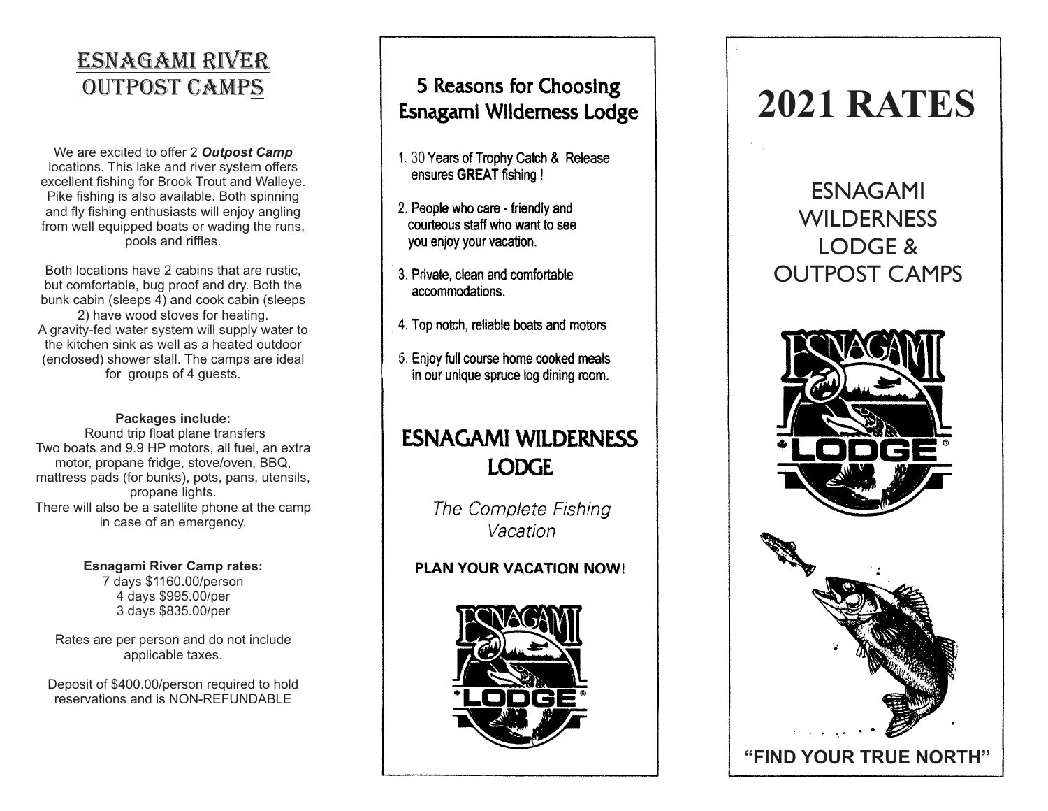# ESNAGAMI RIVER OUTPOST CAMPS

We are excited to offer 2 ***Outpost Camp*** locations. This lake and river system offers excellent fishing for Brook Trout and Walleye. Pike fishing is also available. Both spinning and fly fishing enthusiasts will enjoy angling from well equipped boats or wading the runs, pools and riffles.

Both locations have 2 cabins that are rustic, but comfortable, bug proof and dry. Both the bunk cabin (sleeps 4) and cook cabin (sleeps 2) have wood stoves for heating.
A gravity-fed water system will supply water to the kitchen sink as well as a heated outdoor (enclosed) shower stall. The camps are ideal for groups of 4 guests.

**Packages include:**
Round trip float plane transfers
Two boats and 9.9 HP motors, all fuel, an extra motor, propane fridge, stove/oven, BBQ, mattress pads (for bunks), pots, pans, utensils, propane lights.
There will also be a satellite phone at the camp in case of an emergency.

**Esnagami River Camp rates:**
7 days $1160.00/person
4 days $995.00/per
3 days $835.00/per

Rates are per person and do not include applicable taxes.

Deposit of $400.00/person required to hold reservations and is NON-REFUNDABLE

## 5 Reasons for Choosing Esnagami Wilderness Lodge

1. 30 Years of Trophy Catch & Release ensures **GREAT** fishing !
2. People who care - friendly and courteous staff who want to see you enjoy your vacation.
3. Private, clean and comfortable accommodations.
4. Top notch, reliable boats and motors
5. Enjoy full course home cooked meals in our unique spruce log dining room.

## ESNAGAMI WILDERNESS LODGE

*The Complete Fishing Vacation*

**PLAN YOUR VACATION NOW!**

# 2021 RATES

## ESNAGAMI WILDERNESS LODGE & OUTPOST CAMPS

**"FIND YOUR TRUE NORTH"**